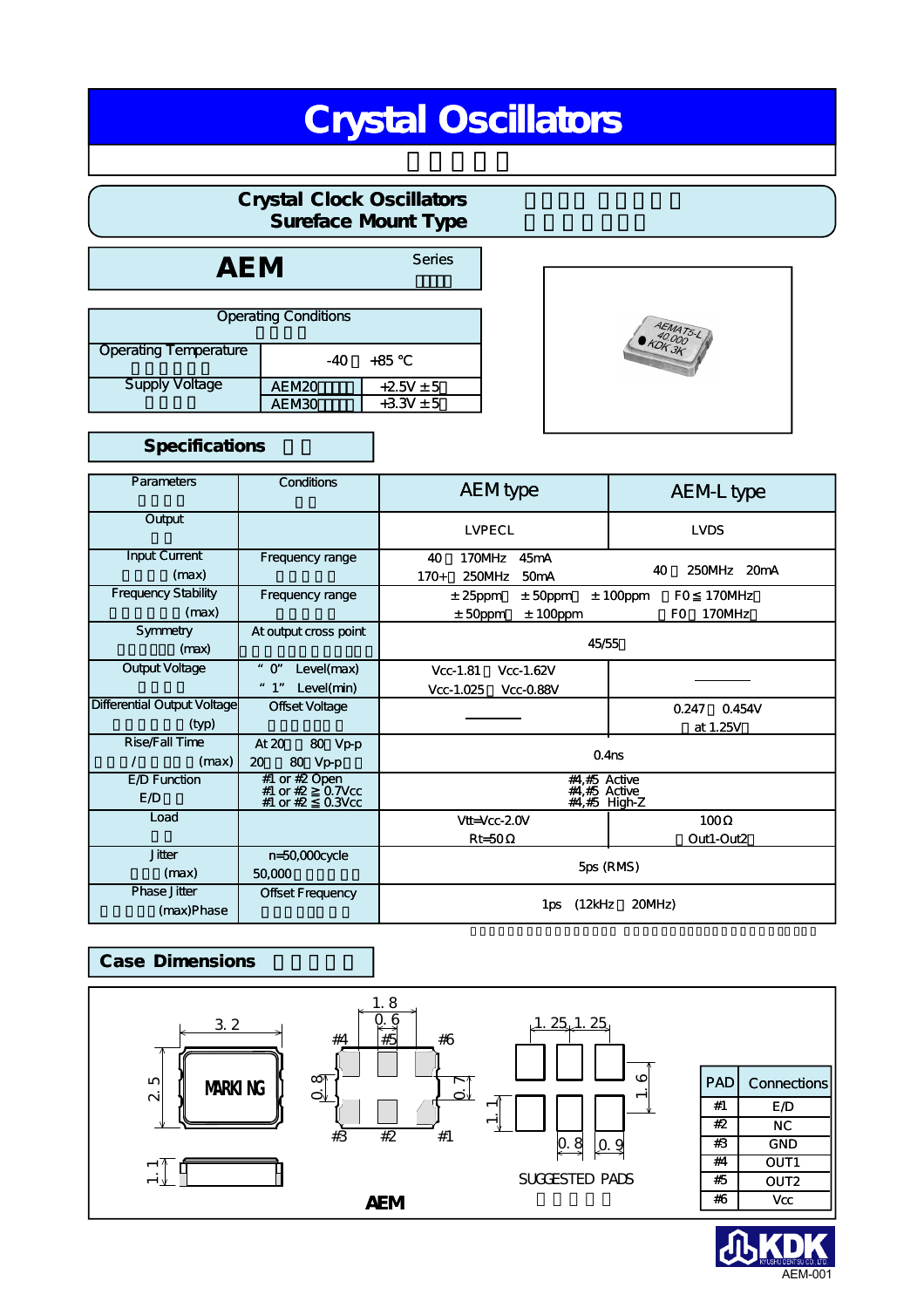# Crystal Oscillators

## Crystal Clock Oscillators
## Sureface Mount Type

## AEM Series

| Operating Conditions | | |
|---|---|---|
| Operating Temperature | -40 +85 ℃ | |
| Supply Voltage | AEM20 | +2.5V ± 5 |
| | AEM30 | +3.3V ± 5 |

## Specifications

| Parameters | Conditions | AEM type | AEM-L type |
|---|---|---|---|
| Output | | LVPECL | LVDS |
| Input Current (max) | Frequency range | 40 170MHz 45mA<br>170+ 250MHz 50mA | 40 250MHz 20mA |
| Frequency Stability (max) | Frequency range | ± 25ppm ± 50ppm ± 100ppm F0 ≦ 170MHz<br>± 50ppm ± 100ppm F0 170MHz | |
| Symmetry (max) | At output cross point | 45/55 | |
| Output Voltage | " 0" Level(max)<br>" 1" Level(min) | Vcc-1.81 Vcc-1.62V<br>Vcc-1.025 Vcc-0.88V | ———— |
| Differential Output Voltage (typ) | Offset Voltage | ———— | 0.247 0.454V<br>at 1.25V |
| Rise/Fall Time / (max) | At 20 80 Vp-p<br>20 80 Vp-p | 0.4ns | |
| E/D Function<br>E/D | #1 or #2 Open<br>#1 or #2 ≧ 0.7Vcc<br>#1 or #2 ≦ 0.3Vcc | #4,#5 Active<br>#4,#5 Active<br>#4,#5 High-Z | |
| Load | | Vtt=Vcc-2.0V<br>Rt=50Ω | 100Ω<br>Out1-Out2 |
| Jitter (max) | n=50,000cycle<br>50,000 | 5ps (RMS) | |
| Phase Jitter (max)Phase | Offset Frequency | 1ps (12kHz 20MHz) | |

## Case Dimensions

AEM: 3.2 × 2.5, height 1.1; MARKING; pad pitch 1.8, 0.6, 0.8, 0.7; pads #4 #5 #6 / #3 #2 #1

SUGGESTED PADS: 1.25, 1.25, 1.6, 1.1, 0.8, 0.9

| PAD | Connections |
|---|---|
| #1 | E/D |
| #2 | NC |
| #3 | GND |
| #4 | OUT1 |
| #5 | OUT2 |
| #6 | Vcc |

KDK KYUSHU DENTSU CO., LTD.

AEM-001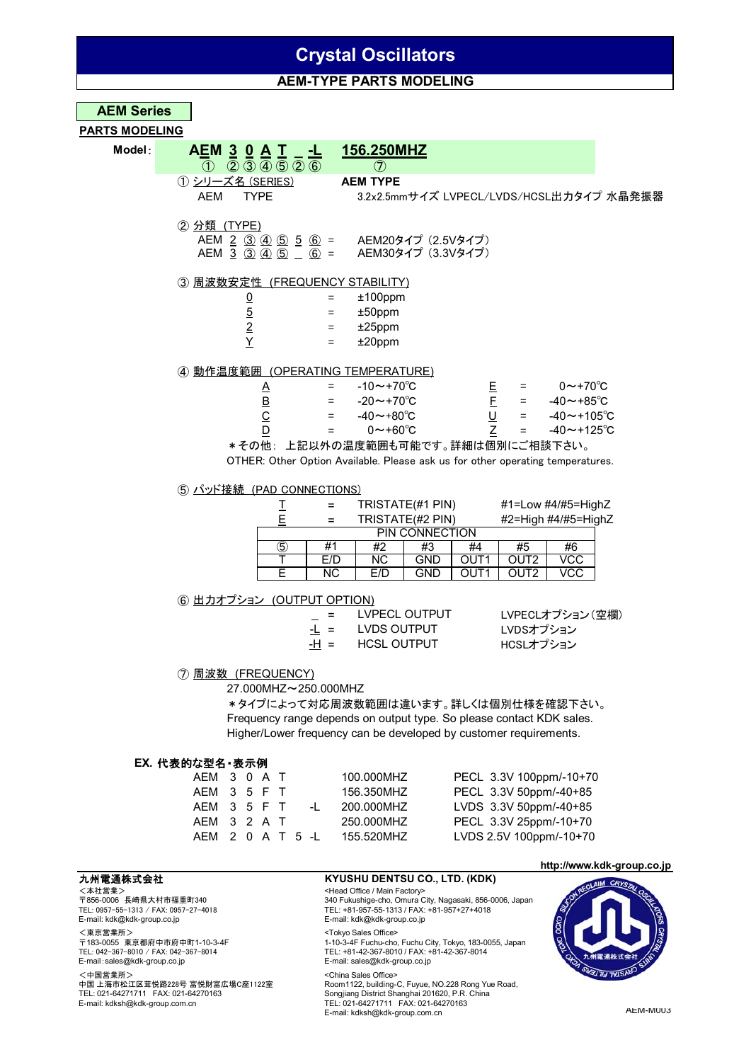# Crystal Oscillators

## AEM-TYPE PARTS MODELING

### AEM Series

**PARTS MODELING**

**Model:** **AEM 3 0 A T _ -L   156.250MHZ**
① ②③④⑤②⑥   ⑦

① シリーズ名 (SERIES) — **AEM TYPE**

AEM TYPE — 3.2x2.5mmサイズ LVPECL/LVDS/HCSL出力タイプ 水晶発振器

② 分類 (TYPE)

AEM 2 ③ ④ ⑤ 5 ⑥ = AEM20タイプ（2.5Vタイプ）
AEM 3 ③ ④ ⑤ _ ⑥ = AEM30タイプ（3.3Vタイプ）

③ 周波数安定性 (FREQUENCY STABILITY)

| | | |
|---|---|---|
| 0 | = | ±100ppm |
| 5 | = | ±50ppm |
| 2 | = | ±25ppm |
| Y | = | ±20ppm |

④ 動作温度範囲 (OPERATING TEMPERATURE)

| | | | | | |
|---|---|---|---|---|---|
| A | = | -10～+70℃ | E | = | 0～+70℃ |
| B | = | -20～+70℃ | F | = | -40～+85℃ |
| C | = | -40～+80℃ | U | = | -40～+105℃ |
| D | = | 0～+60℃ | Z | = | -40～+125℃ |

＊その他: 上記以外の温度範囲も可能です。詳細は個別にご相談下さい。
OTHER: Other Option Available. Please ask us for other operating temperatures.

⑤ パッド接続 (PAD CONNECTIONS)

T = TRISTATE(#1 PIN) #1=Low #4/#5=HighZ
E = TRISTATE(#2 PIN) #2=High #4/#5=HighZ

| PIN CONNECTION | | | | | | |
|---|---|---|---|---|---|---|
| ⑤ | #1 | #2 | #3 | #4 | #5 | #6 |
| T | E/D | NC | GND | OUT1 | OUT2 | VCC |
| E | NC | E/D | GND | OUT1 | OUT2 | VCC |

⑥ 出力オプション (OUTPUT OPTION)

| | | | |
|---|---|---|---|
| _ | = | LVPECL OUTPUT | LVPECLオプション(空欄) |
| -L | = | LVDS OUTPUT | LVDSオプション |
| -H | = | HCSL OUTPUT | HCSLオプション |

⑦ 周波数 (FREQUENCY)

27.000MHZ～250.000MHZ
＊タイプによって対応周波数範囲は違います。詳しくは個別仕様を確認下さい。
Frequency range depends on output type. So please contact KDK sales.
Higher/Lower frequency can be developed by customer requirements.

**EX. 代表的な型名・表示例**

| | | |
|---|---|---|
| AEM 3 0 A T | 100.000MHZ | PECL 3.3V 100ppm/-10+70 |
| AEM 3 5 F T | 156.350MHZ | PECL 3.3V 50ppm/-40+85 |
| AEM 3 5 F T -L | 200.000MHZ | LVDS 3.3V 50ppm/-40+85 |
| AEM 3 2 A T | 250.000MHZ | PECL 3.3V 25ppm/-10+70 |
| AEM 2 0 A T 5 -L | 155.520MHZ | LVDS 2.5V 100ppm/-10+70 |

http://www.kdk-group.co.jp

**九州電通株式会社**
＜本社営業＞
〒856-0006 長崎県大村市福重町340
TEL: 0957-55-1313 / FAX: 0957-27-4018
E-mail: kdk@kdk-group.co.jp
＜東京営業所＞
〒183-0055 東京都府中市府中町1-10-3-4F
TEL: 042-367-8010 / FAX: 042-367-8014
E-mail: sales@kdk-group.co.jp
＜中国営業所＞
中国 上海市松江区莘悦路228号 富悦財富広場C座1122室
TEL: 021-64271711 FAX: 021-64270163
E-mail: kdksh@kdk-group.com.cn

**KYUSHU DENTSU CO., LTD. (KDK)**
<Head Office / Main Factory>
340 Fukushige-cho, Omura City, Nagasaki, 856-0006, Japan
TEL: +81-957-55-1313 / FAX: +81-957+27+4018
E-mail: kdk@kdk-group.co.jp
<Tokyo Sales Office>
1-10-3-4F Fuchu-cho, Fuchu City, Tokyo, 183-0055, Japan
TEL: +81-42-367-8010 / FAX: +81-42-367-8014
E-mail: sales@kdk-group.co.jp
<China Sales Office>
Room1122, building-C, Fuyue, NO.228 Rong Yue Road,
Songjiang District Shanghai 201620, P.R. China
TEL: 021-64271711 FAX: 021-64270163
E-mail: kdksh@kdk-group.com.cn

AEM-M003